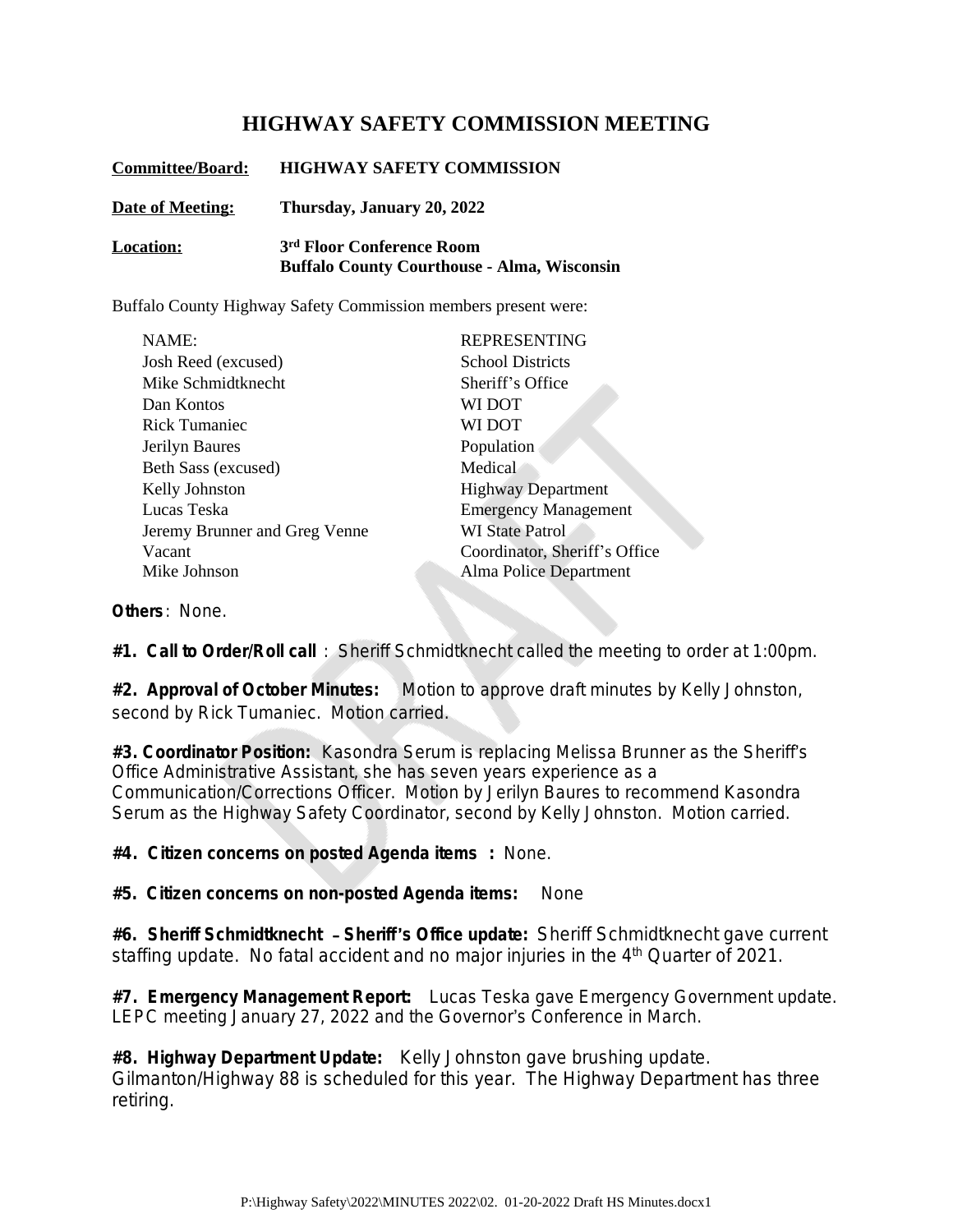# HIGHWAY SAFETY COMMISSION MEETING

**Committee/Board:** **HIGHWAY SAFETY COMMISSION**

**Date of Meeting:** **Thursday, January 20, 2022**

**Location:** **3rd Floor Conference Room**
**Buffalo County Courthouse - Alma, Wisconsin**

Buffalo County Highway Safety Commission members present were:

| NAME: | REPRESENTING |
|---|---|
| Josh Reed (excused) | School Districts |
| Mike Schmidtknecht | Sheriff's Office |
| Dan Kontos | WI DOT |
| Rick Tumaniec | WI DOT |
| Jerilyn Baures | Population |
| Beth Sass (excused) | Medical |
| Kelly Johnston | Highway Department |
| Lucas Teska | Emergency Management |
| Jeremy Brunner and Greg Venne | WI State Patrol |
| Vacant | Coordinator, Sheriff's Office |
| Mike Johnson | Alma Police Department |

**Others**: None.

**#1. Call to Order/Roll call**: Sheriff Schmidtknecht called the meeting to order at 1:00pm.

**#2. Approval of October Minutes:** Motion to approve draft minutes by Kelly Johnston, second by Rick Tumaniec. Motion carried.

**#3. Coordinator Position:** Kasondra Serum is replacing Melissa Brunner as the Sheriff's Office Administrative Assistant, she has seven years experience as a Communication/Corrections Officer. Motion by Jerilyn Baures to recommend Kasondra Serum as the Highway Safety Coordinator, second by Kelly Johnston. Motion carried.

**#4. Citizen concerns on posted Agenda items:** None.

**#5. Citizen concerns on non-posted Agenda items:** None

**#6. Sheriff Schmidtknecht – Sheriff's Office update:** Sheriff Schmidtknecht gave current staffing update. No fatal accident and no major injuries in the 4th Quarter of 2021.

**#7. Emergency Management Report:** Lucas Teska gave Emergency Government update. LEPC meeting January 27, 2022 and the Governor's Conference in March.

**#8. Highway Department Update:** Kelly Johnston gave brushing update. Gilmanton/Highway 88 is scheduled for this year. The Highway Department has three retiring.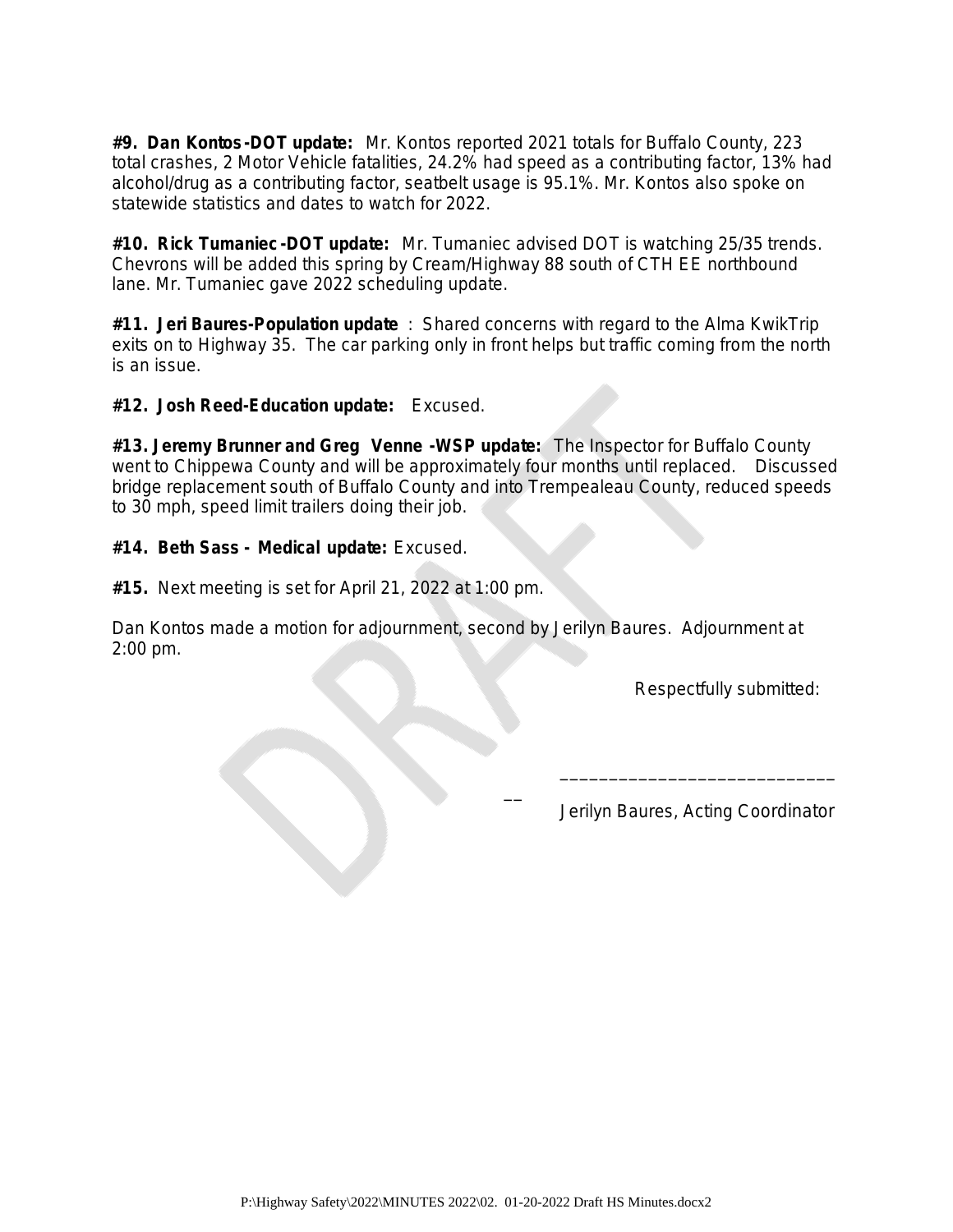**#9. Dan Kontos -DOT update:** Mr. Kontos reported 2021 totals for Buffalo County, 223 total crashes, 2 Motor Vehicle fatalities, 24.2% had speed as a contributing factor, 13% had alcohol/drug as a contributing factor, seatbelt usage is 95.1%. Mr. Kontos also spoke on statewide statistics and dates to watch for 2022.

**#10. Rick Tumaniec -DOT update:** Mr. Tumaniec advised DOT is watching 25/35 trends. Chevrons will be added this spring by Cream/Highway 88 south of CTH EE northbound lane. Mr. Tumaniec gave 2022 scheduling update.

**#11. Jeri Baures-Population update** : Shared concerns with regard to the Alma KwikTrip exits on to Highway 35. The car parking only in front helps but traffic coming from the north is an issue.

**#12. Josh Reed-Education update:** Excused.

**#13. Jeremy Brunner and Greg Venne -WSP update:** The Inspector for Buffalo County went to Chippewa County and will be approximately four months until replaced. Discussed bridge replacement south of Buffalo County and into Trempealeau County, reduced speeds to 30 mph, speed limit trailers doing their job.

**#14. Beth Sass - Medical update:** Excused.

**#15.** Next meeting is set for April 21, 2022 at 1:00 pm.

Dan Kontos made a motion for adjournment, second by Jerilyn Baures. Adjournment at 2:00 pm.

Respectfully submitted:

______________________________

Jerilyn Baures, Acting Coordinator

DRAFT